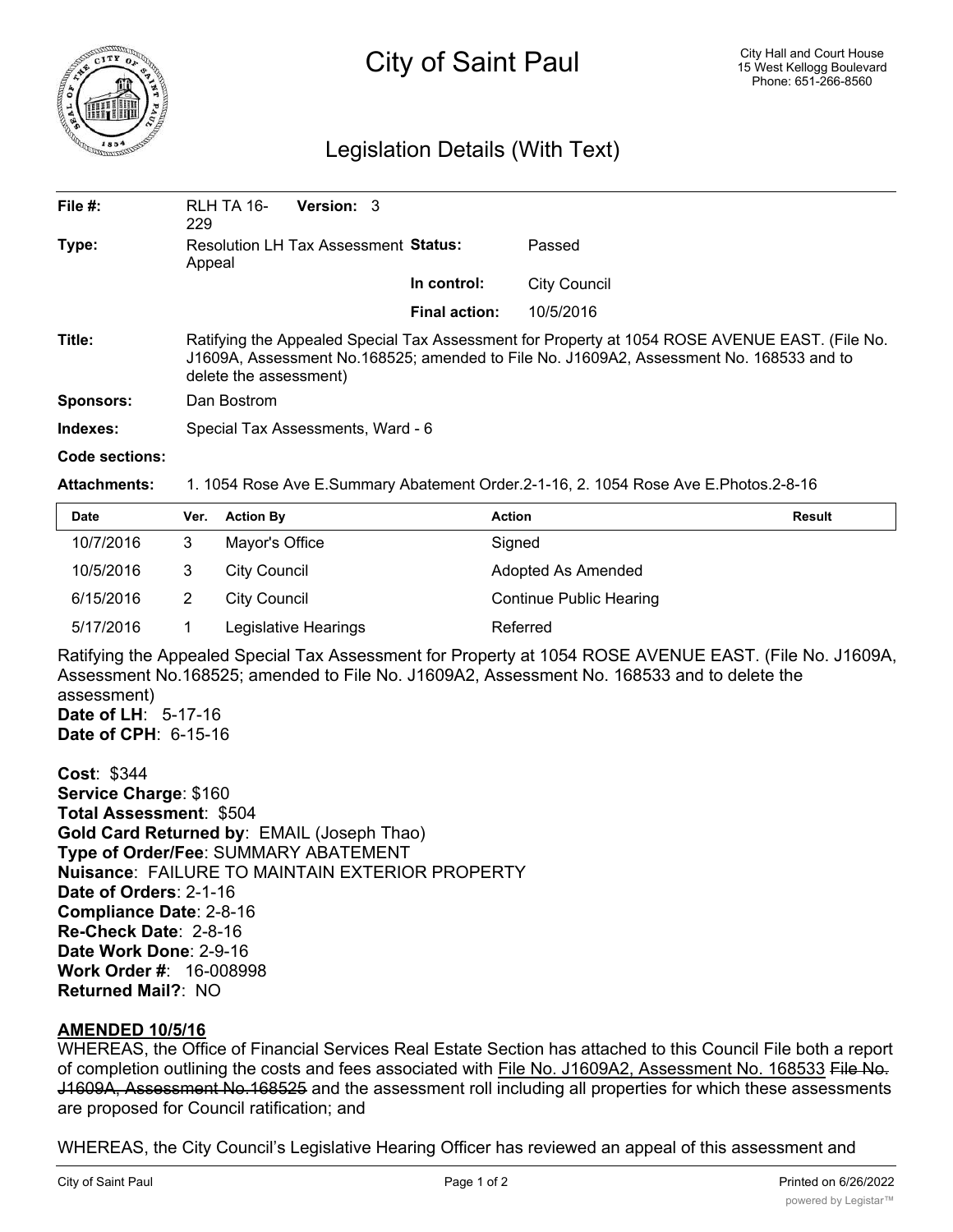# City of Saint Paul

City Hall and Court House
15 West Kellogg Boulevard
Phone: 651-266-8560

## Legislation Details (With Text)

| | | | |
|---|---|---|---|
| **File #:** | RLH TA 16-229 **Version:** 3 | | |
| **Type:** | Resolution LH Tax Assessment Appeal | **Status:** | Passed |
| | | **In control:** | City Council |
| | | **Final action:** | 10/5/2016 |

**Title:** Ratifying the Appealed Special Tax Assessment for Property at 1054 ROSE AVENUE EAST. (File No. J1609A, Assessment No.168525; amended to File No. J1609A2, Assessment No. 168533 and to delete the assessment)

**Sponsors:** Dan Bostrom

**Indexes:** Special Tax Assessments, Ward - 6

**Code sections:**

**Attachments:** 1. 1054 Rose Ave E.Summary Abatement Order.2-1-16, 2. 1054 Rose Ave E.Photos.2-8-16

| Date | Ver. | Action By | Action | Result |
|---|---|---|---|---|
| 10/7/2016 | 3 | Mayor's Office | Signed | |
| 10/5/2016 | 3 | City Council | Adopted As Amended | |
| 6/15/2016 | 2 | City Council | Continue Public Hearing | |
| 5/17/2016 | 1 | Legislative Hearings | Referred | |

Ratifying the Appealed Special Tax Assessment for Property at 1054 ROSE AVENUE EAST. (File No. J1609A, Assessment No.168525; amended to File No. J1609A2, Assessment No. 168533 and to delete the assessment)
**Date of LH**: 5-17-16
**Date of CPH**: 6-15-16

**Cost**: $344
**Service Charge**: $160
**Total Assessment**: $504
**Gold Card Returned by**: EMAIL (Joseph Thao)
**Type of Order/Fee**: SUMMARY ABATEMENT
**Nuisance**: FAILURE TO MAINTAIN EXTERIOR PROPERTY
**Date of Orders**: 2-1-16
**Compliance Date**: 2-8-16
**Re-Check Date**: 2-8-16
**Date Work Done**: 2-9-16
**Work Order #**: 16-008998
**Returned Mail?**: NO

**AMENDED 10/5/16**

WHEREAS, the Office of Financial Services Real Estate Section has attached to this Council File both a report of completion outlining the costs and fees associated with File No. J1609A2, Assessment No. 168533 ~~File No. J1609A, Assessment No.168525~~ and the assessment roll including all properties for which these assessments are proposed for Council ratification; and

WHEREAS, the City Council's Legislative Hearing Officer has reviewed an appeal of this assessment and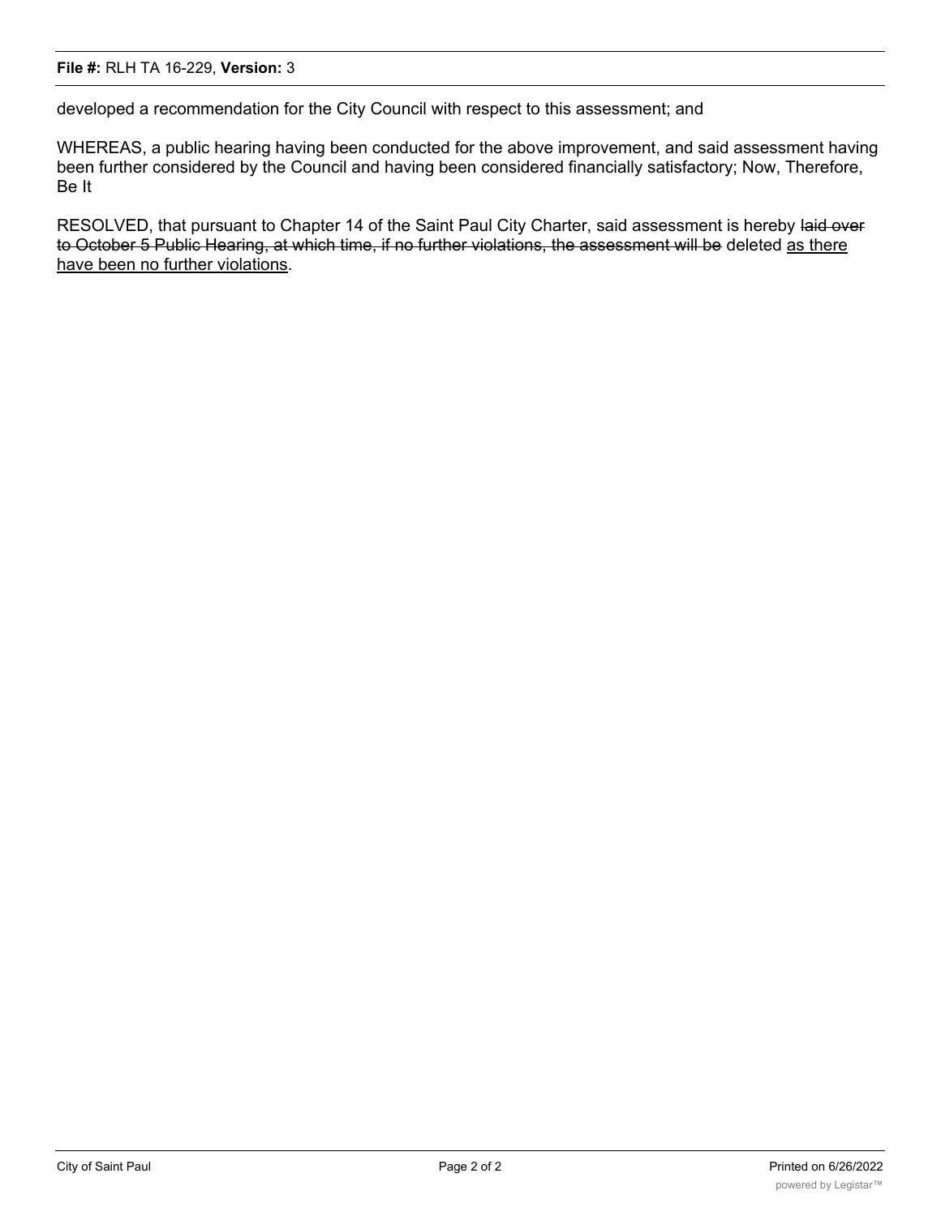developed a recommendation for the City Council with respect to this assessment; and

WHEREAS, a public hearing having been conducted for the above improvement, and said assessment having been further considered by the Council and having been considered financially satisfactory; Now, Therefore, Be It

RESOLVED, that pursuant to Chapter 14 of the Saint Paul City Charter, said assessment is hereby ~~laid over to October 5 Public Hearing, at which time, if no further violations, the assessment will be~~ deleted <u>as there have been no further violations</u>.